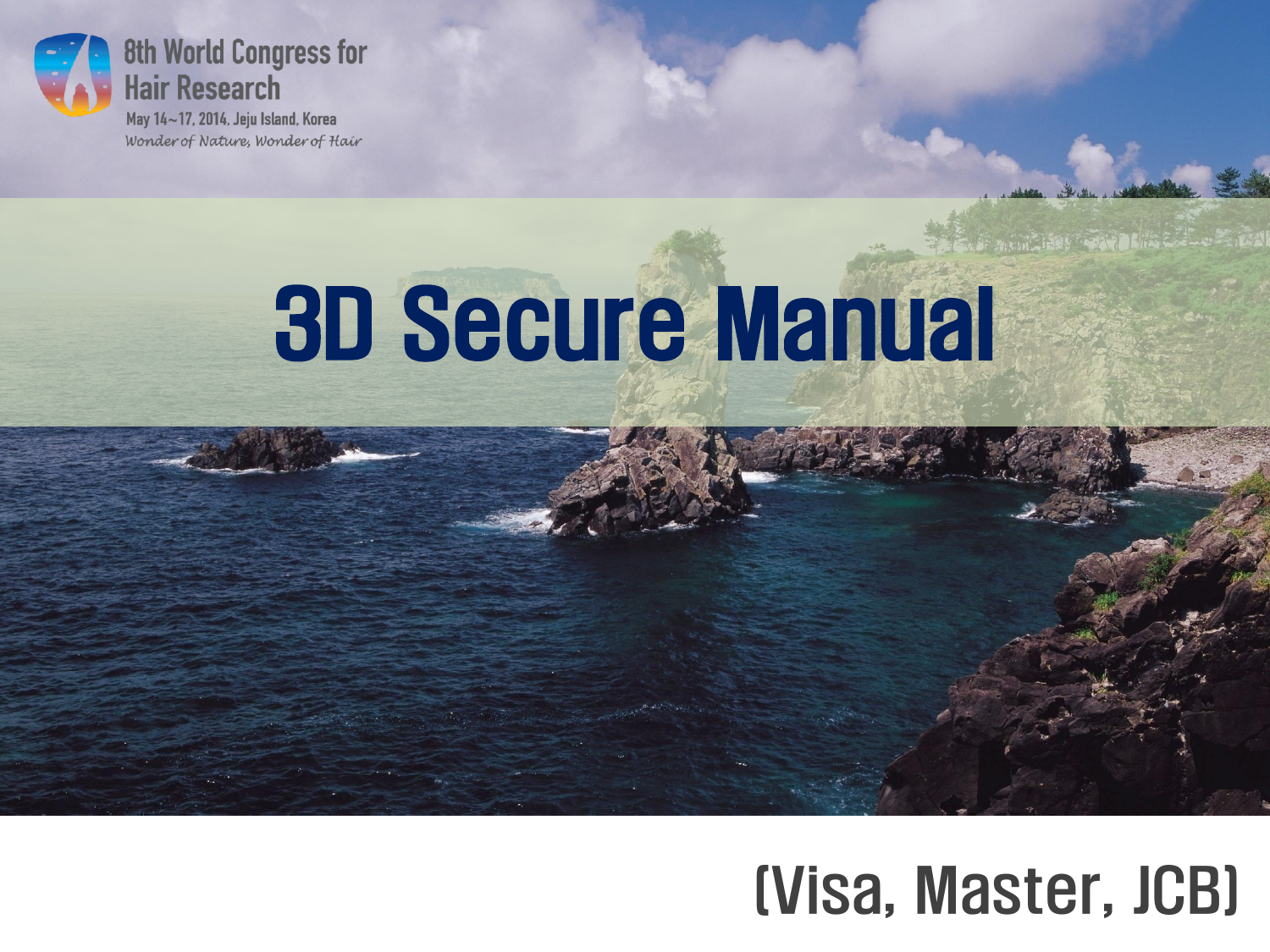8th World Congress for Hair Research

May 14~17, 2014, Jeju Island, Korea

*Wonder of Nature, Wonder of Hair*

# 3D Secure Manual

(Visa, Master, JCB)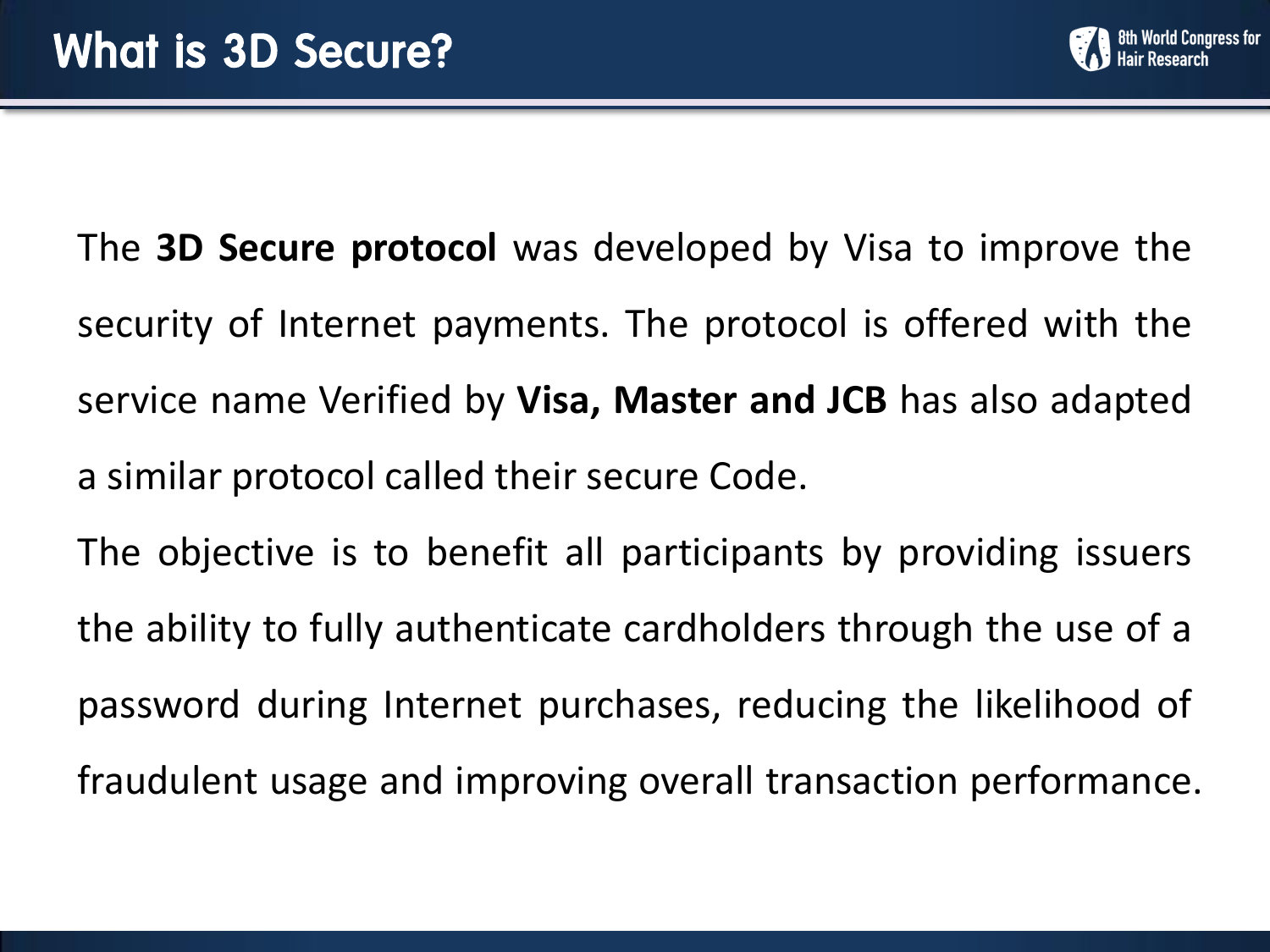# What is 3D Secure?

The **3D Secure protocol** was developed by Visa to improve the security of Internet payments. The protocol is offered with the service name Verified by **Visa, Master and JCB** has also adapted a similar protocol called their secure Code.

The objective is to benefit all participants by providing issuers the ability to fully authenticate cardholders through the use of a password during Internet purchases, reducing the likelihood of fraudulent usage and improving overall transaction performance.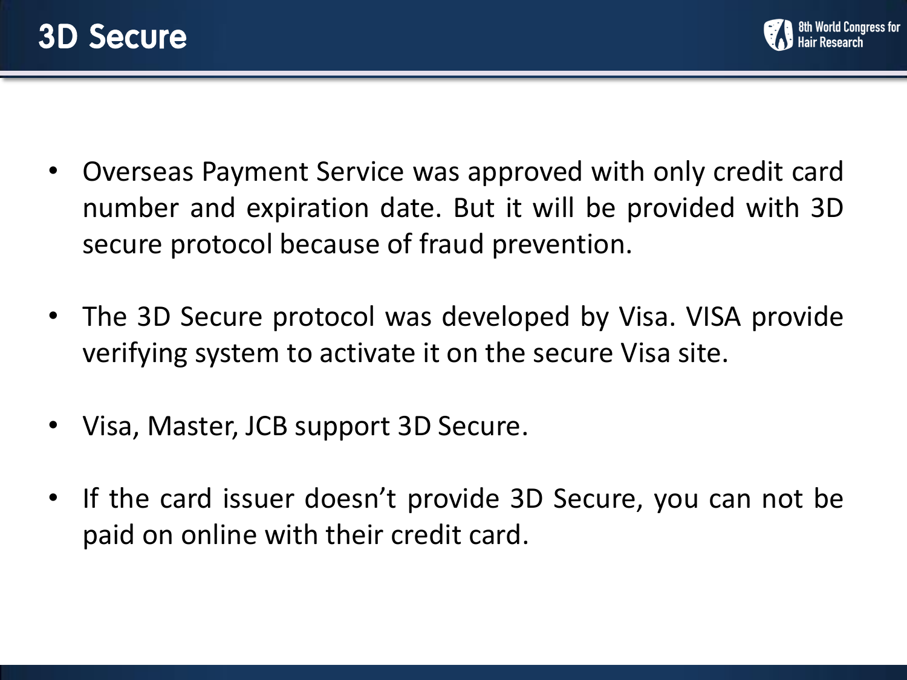# 3D Secure

- Overseas Payment Service was approved with only credit card number and expiration date. But it will be provided with 3D secure protocol because of fraud prevention.
- The 3D Secure protocol was developed by Visa. VISA provide verifying system to activate it on the secure Visa site.
- Visa, Master, JCB support 3D Secure.
- If the card issuer doesn't provide 3D Secure, you can not be paid on online with their credit card.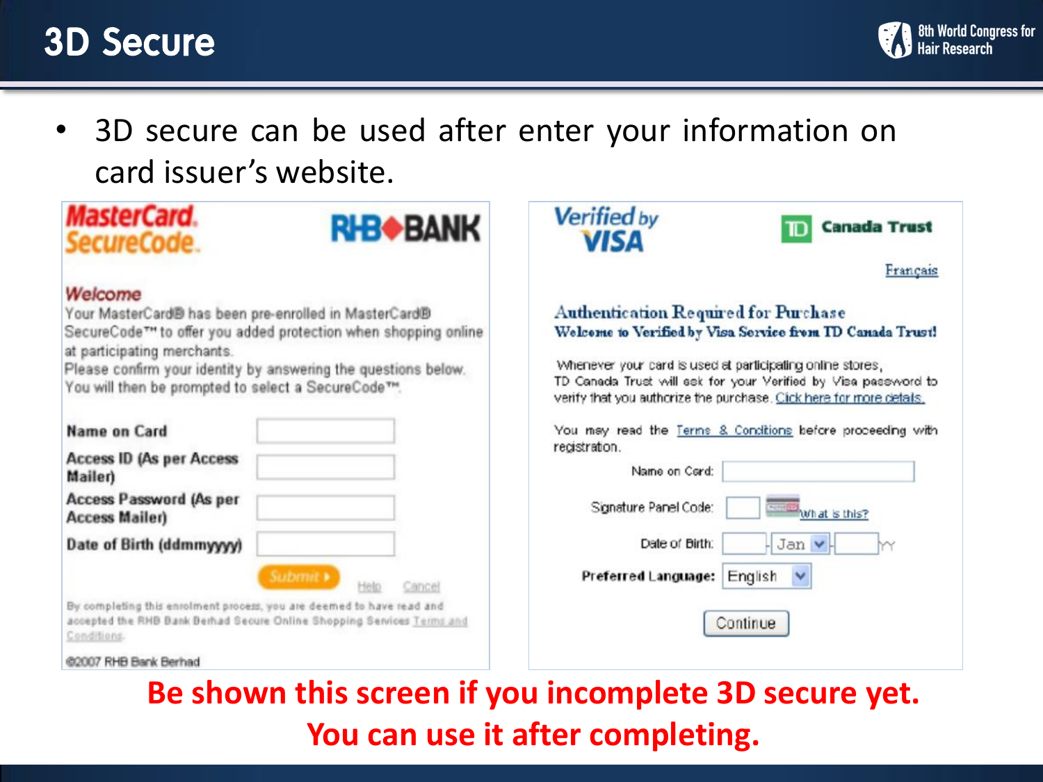# 3D Secure

- 3D secure can be used after enter your information on card issuer's website.

**MasterCard. SecureCode.** RHB BANK

*Welcome*

Your MasterCard® has been pre-enrolled in MasterCard® SecureCode™ to offer you added protection when shopping online at participating merchants.
Please confirm your identity by answering the questions below. You will then be prompted to select a SecureCode™.

**Name on Card**

**Access ID (As per Access Mailer)**

**Access Password (As per Access Mailer)**

**Date of Birth (ddmmyyyy)**

Submit ▸ Help Cancel

By completing this enrolment process, you are deemed to have read and accepted the RHB Bank Berhad Secure Online Shopping Services Terms and Conditions.

©2007 RHB Bank Berhad

**Verified by VISA** TD Canada Trust

Français

**Authentication Required for Purchase**

**Welcome to Verified by Visa Service from TD Canada Trust!**

Whenever your card is used at participating online stores, TD Canada Trust will ask for your Verified by Visa password to verify that you authorize the purchase. Click here for more details.

You may read the Terms & Conditions before proceeding with registration.

Name on Card:

Signature Panel Code: What is this?

Date of Birth: Jan YY

**Preferred Language:** English

Continue

**Be shown this screen if you incomplete 3D secure yet. You can use it after completing.**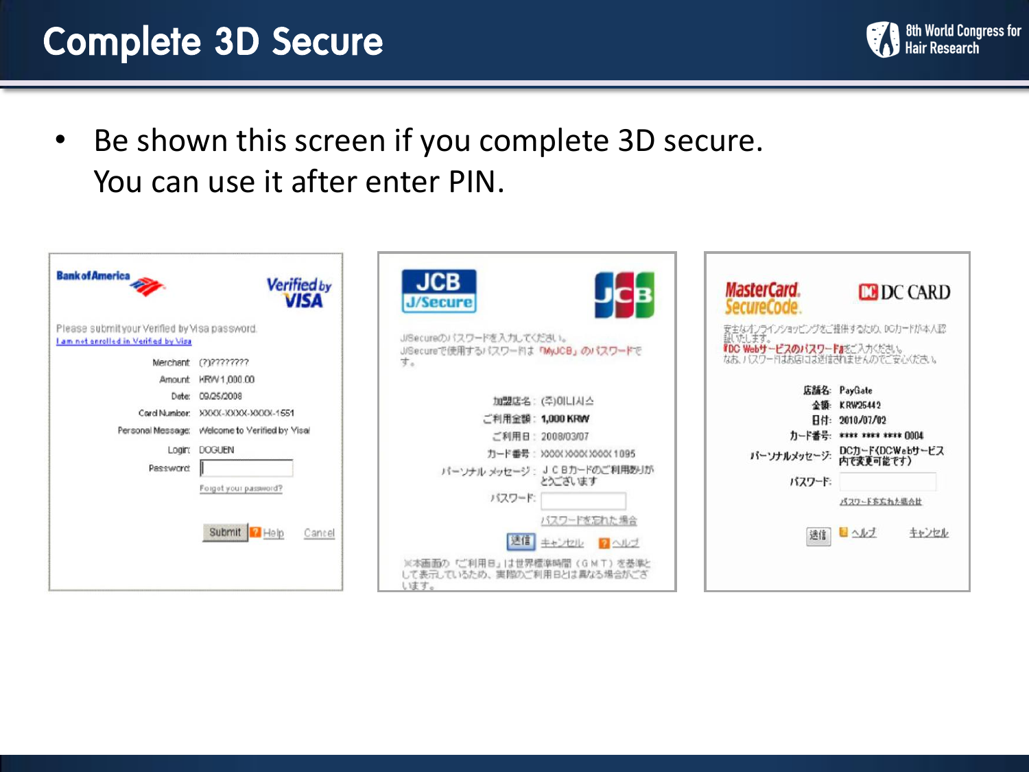# Complete 3D Secure

- Be shown this screen if you complete 3D secure. You can use it after enter PIN.

**Bank of America** — Verified by VISA

Please submit your Verified by Visa password.
I am not enrolled in Verified by Visa

Merchant: (?)????????
Amount: KRW 1,000.00
Date: 09/25/2008
Card Number: XXXX-XXXX-XXXX-1551
Personal Message: Welcome to Verified by Visa!
Login: DOGUEN
Password:
Forgot your password?

Submit | Help | Cancel

**JCB J/Secure**

J/Secureのパスワードを入力してください。
J/Secureで使用するパスワードは「MyJCB」のパスワードです。

加盟店名：(주)이니시스
ご利用金額：1,000 KRW
ご利用日：2008/03/07
カード番号：XXXX XXXX XXXX 1095
パーソナルメッセージ：ＪＣＢカードのご利用ありがとうございます
パスワード：
パスワードを忘れた場合

送信 | キャンセル | ヘルプ

※本画面の「ご利用日」は世界標準時間（ＧＭＴ）を基準として表示しているため、実際のご利用日とは異なる場合がございます。

**MasterCard SecureCode** — DC CARD

安全なオンラインショッピングをご提供するため、DCカードが本人認証いたします。
「DC Webサービスのパスワード」をご入力ください。
なお、パスワードはお店には送信されませんのでご安心ください。

店舗名：PayGate
金額：KRW25442
日付：2010/07/02
カード番号：**** **** **** 0004
パーソナルメッセージ：DCカード(DCWebサービス内で変更可能です)
パスワード：
パスワードを忘れた場合

送信 | ヘルプ | キャンセル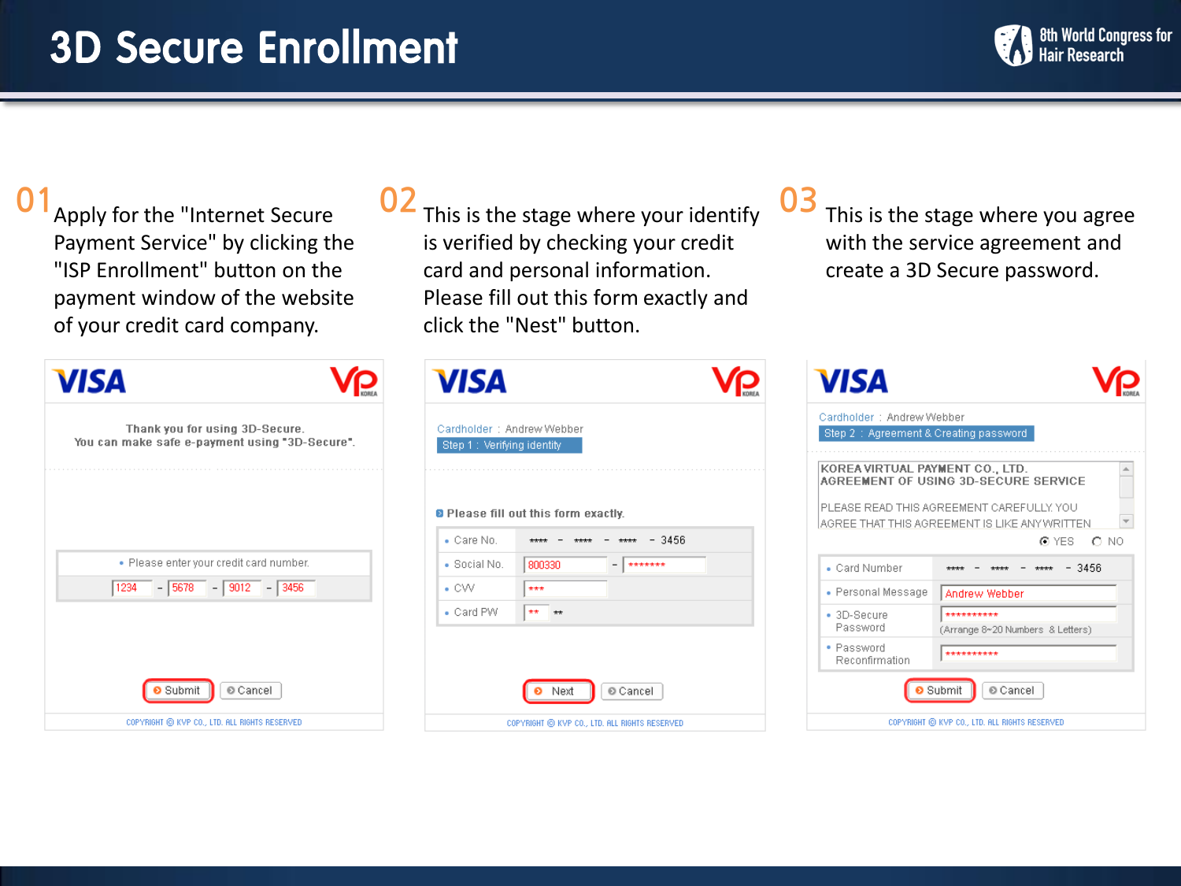# 3D Secure Enrollment

8th World Congress for Hair Research

**01** Apply for the "Internet Secure Payment Service" by clicking the "ISP Enrollment" button on the payment window of the website of your credit card company.

VISA

Thank you for using 3D-Secure.
You can make safe e-payment using "3D-Secure".

• Please enter your credit card number.

1234 - 5678 - 9012 - 3456

Submit | Cancel

COPYRIGHT © KVP CO., LTD. ALL RIGHTS RESERVED

**02** This is the stage where your identify is verified by checking your credit card and personal information. Please fill out this form exactly and click the "Nest" button.

VISA

Cardholder : Andrew Webber

Step 1 : Verifying identity

Please fill out this form exactly.

| | |
|---|---|
| • Care No. | **** - **** - **** - 3456 |
| • Social No. | 800330 - ******* |
| • CVV | *** |
| • Card PW | ** ** |

Next | Cancel

COPYRIGHT © KVP CO., LTD. ALL RIGHTS RESERVED

**03** This is the stage where you agree with the service agreement and create a 3D Secure password.

VISA

Cardholder : Andrew Webber

Step 2 : Agreement & Creating password

KOREA VIRTUAL PAYMENT CO., LTD.
AGREEMENT OF USING 3D-SECURE SERVICE

PLEASE READ THIS AGREEMENT CAREFULLY. YOU AGREE THAT THIS AGREEMENT IS LIKE ANY WRITTEN

YES NO

| | |
|---|---|
| • Card Number | **** - **** - **** - 3456 |
| • Personal Message | Andrew Webber |
| • 3D-Secure Password | *********** (Arrange 8~20 Numbers & Letters) |
| • Password Reconfirmation | *********** |

Submit | Cancel

COPYRIGHT © KVP CO., LTD. ALL RIGHTS RESERVED